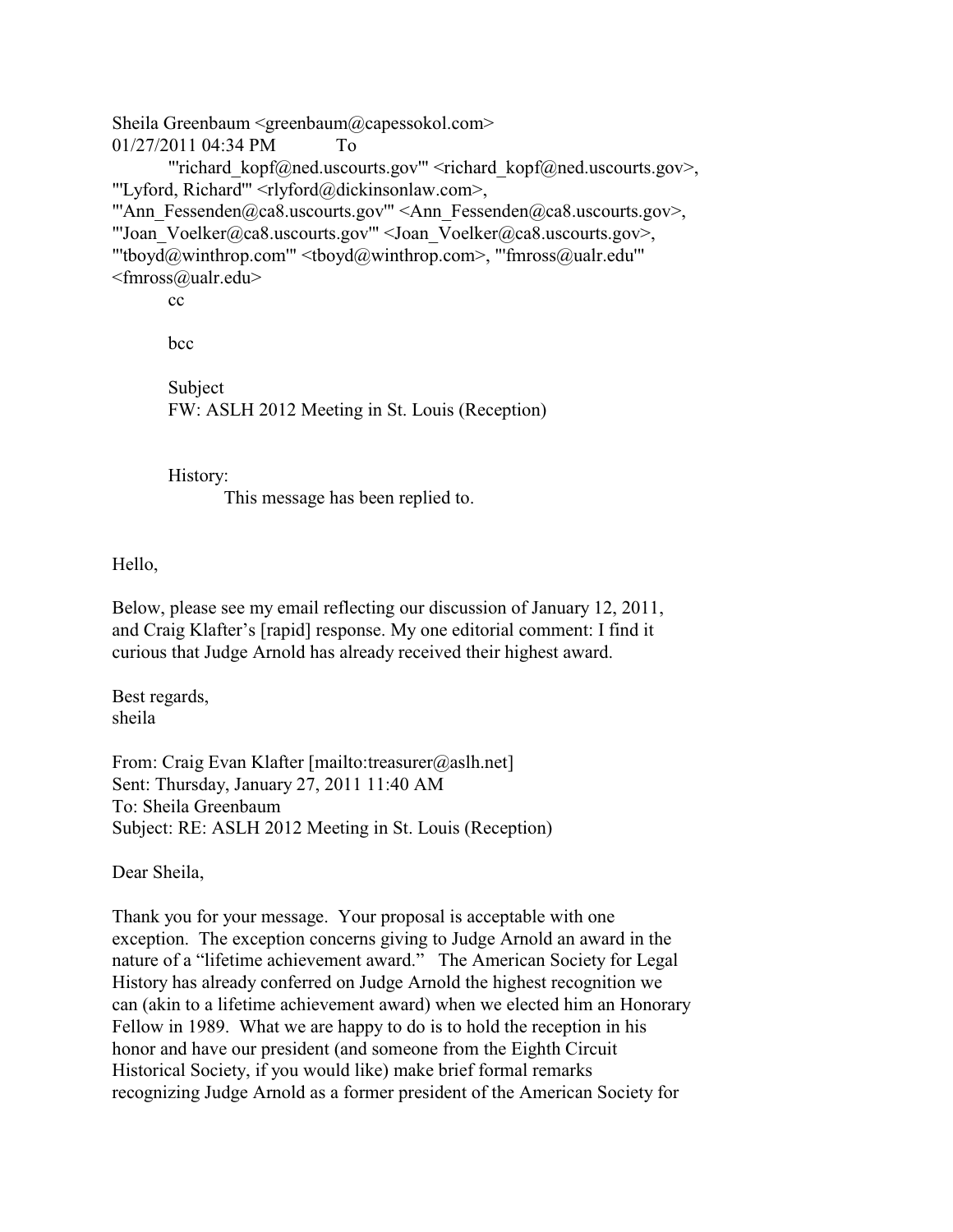Sheila Greenbaum <greenbaum@capessokol.com>
01/27/2011 04:34 PM To
"'richard_kopf@ned.uscourts.gov'" <richard_kopf@ned.uscourts.gov>, "'Lyford, Richard'" <rlyford@dickinsonlaw.com>, "'Ann_Fessenden@ca8.uscourts.gov'" <Ann_Fessenden@ca8.uscourts.gov>, "'Joan_Voelker@ca8.uscourts.gov'" <Joan_Voelker@ca8.uscourts.gov>, "'tboyd@winthrop.com'" <tboyd@winthrop.com>, "'fmross@ualr.edu'" <fmross@ualr.edu>

cc

bcc

Subject
FW: ASLH 2012 Meeting in St. Louis (Reception)

History:
This message has been replied to.

Hello,

Below, please see my email reflecting our discussion of January 12, 2011, and Craig Klafter's [rapid] response. My one editorial comment: I find it curious that Judge Arnold has already received their highest award.

Best regards,
sheila

From: Craig Evan Klafter [mailto:treasurer@aslh.net]
Sent: Thursday, January 27, 2011 11:40 AM
To: Sheila Greenbaum
Subject: RE: ASLH 2012 Meeting in St. Louis (Reception)

Dear Sheila,

Thank you for your message. Your proposal is acceptable with one exception. The exception concerns giving to Judge Arnold an award in the nature of a "lifetime achievement award." The American Society for Legal History has already conferred on Judge Arnold the highest recognition we can (akin to a lifetime achievement award) when we elected him an Honorary Fellow in 1989. What we are happy to do is to hold the reception in his honor and have our president (and someone from the Eighth Circuit Historical Society, if you would like) make brief formal remarks recognizing Judge Arnold as a former president of the American Society for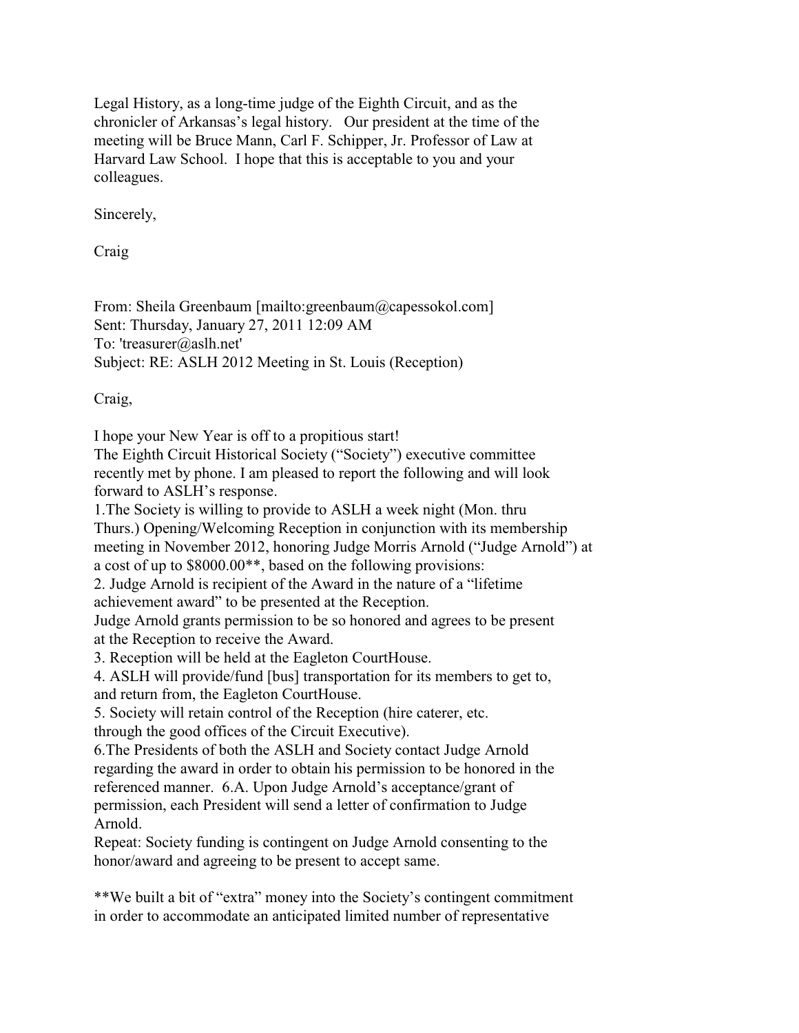Legal History, as a long-time judge of the Eighth Circuit, and as the chronicler of Arkansas's legal history. Our president at the time of the meeting will be Bruce Mann, Carl F. Schipper, Jr. Professor of Law at Harvard Law School. I hope that this is acceptable to you and your colleagues.

Sincerely,

Craig

From: Sheila Greenbaum [mailto:greenbaum@capessokol.com]
Sent: Thursday, January 27, 2011 12:09 AM
To: 'treasurer@aslh.net'
Subject: RE: ASLH 2012 Meeting in St. Louis (Reception)

Craig,

I hope your New Year is off to a propitious start!
The Eighth Circuit Historical Society ("Society") executive committee recently met by phone. I am pleased to report the following and will look forward to ASLH's response.

1.The Society is willing to provide to ASLH a week night (Mon. thru Thurs.) Opening/Welcoming Reception in conjunction with its membership meeting in November 2012, honoring Judge Morris Arnold ("Judge Arnold") at a cost of up to $8000.00**, based on the following provisions:
2. Judge Arnold is recipient of the Award in the nature of a "lifetime achievement award" to be presented at the Reception.
Judge Arnold grants permission to be so honored and agrees to be present at the Reception to receive the Award.
3. Reception will be held at the Eagleton CourtHouse.
4. ASLH will provide/fund [bus] transportation for its members to get to, and return from, the Eagleton CourtHouse.
5. Society will retain control of the Reception (hire caterer, etc. through the good offices of the Circuit Executive).
6.The Presidents of both the ASLH and Society contact Judge Arnold regarding the award in order to obtain his permission to be honored in the referenced manner. 6.A. Upon Judge Arnold's acceptance/grant of permission, each President will send a letter of confirmation to Judge Arnold.
Repeat: Society funding is contingent on Judge Arnold consenting to the honor/award and agreeing to be present to accept same.

**We built a bit of "extra" money into the Society's contingent commitment in order to accommodate an anticipated limited number of representative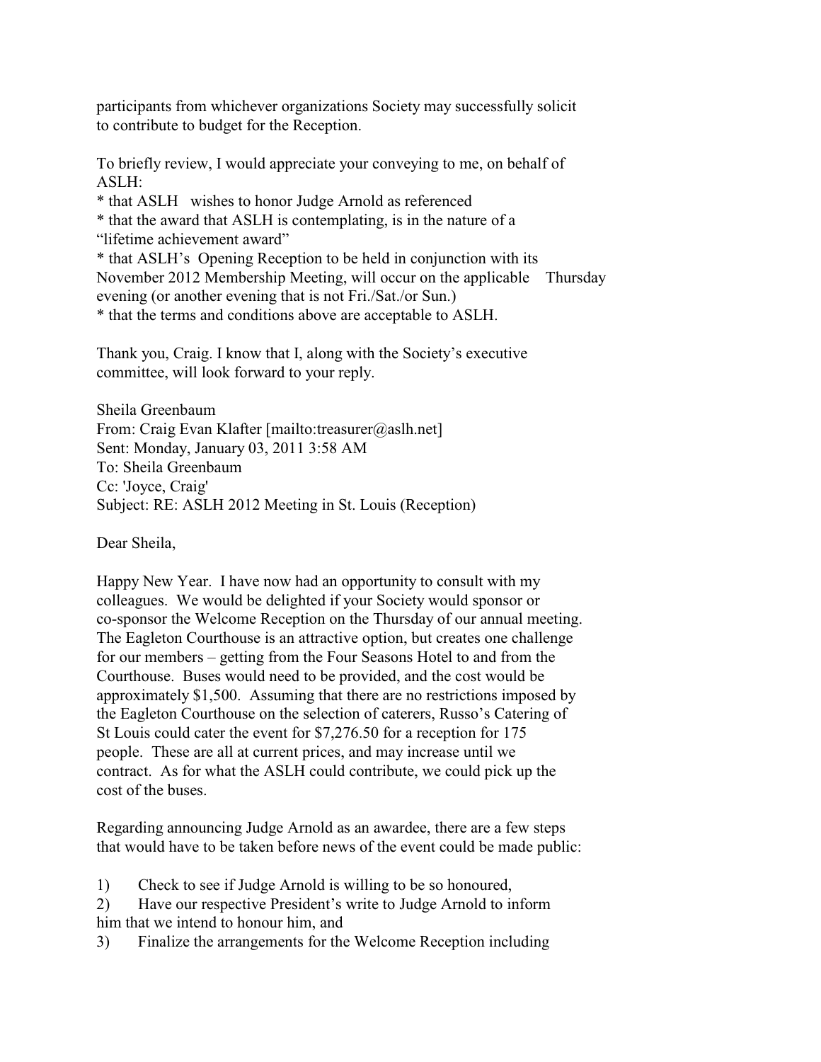participants from whichever organizations Society may successfully solicit to contribute to budget for the Reception.

To briefly review, I would appreciate your conveying to me, on behalf of ASLH:

* that ASLH wishes to honor Judge Arnold as referenced
* that the award that ASLH is contemplating, is in the nature of a "lifetime achievement award"
* that ASLH's Opening Reception to be held in conjunction with its November 2012 Membership Meeting, will occur on the applicable Thursday evening (or another evening that is not Fri./Sat./or Sun.)
* that the terms and conditions above are acceptable to ASLH.

Thank you, Craig. I know that I, along with the Society's executive committee, will look forward to your reply.

Sheila Greenbaum
From: Craig Evan Klafter [mailto:treasurer@aslh.net]
Sent: Monday, January 03, 2011 3:58 AM
To: Sheila Greenbaum
Cc: 'Joyce, Craig'
Subject: RE: ASLH 2012 Meeting in St. Louis (Reception)

Dear Sheila,

Happy New Year. I have now had an opportunity to consult with my colleagues. We would be delighted if your Society would sponsor or co-sponsor the Welcome Reception on the Thursday of our annual meeting. The Eagleton Courthouse is an attractive option, but creates one challenge for our members – getting from the Four Seasons Hotel to and from the Courthouse. Buses would need to be provided, and the cost would be approximately $1,500. Assuming that there are no restrictions imposed by the Eagleton Courthouse on the selection of caterers, Russo's Catering of St Louis could cater the event for $7,276.50 for a reception for 175 people. These are all at current prices, and may increase until we contract. As for what the ASLH could contribute, we could pick up the cost of the buses.

Regarding announcing Judge Arnold as an awardee, there are a few steps that would have to be taken before news of the event could be made public:

1) Check to see if Judge Arnold is willing to be so honoured,
2) Have our respective President's write to Judge Arnold to inform him that we intend to honour him, and
3) Finalize the arrangements for the Welcome Reception including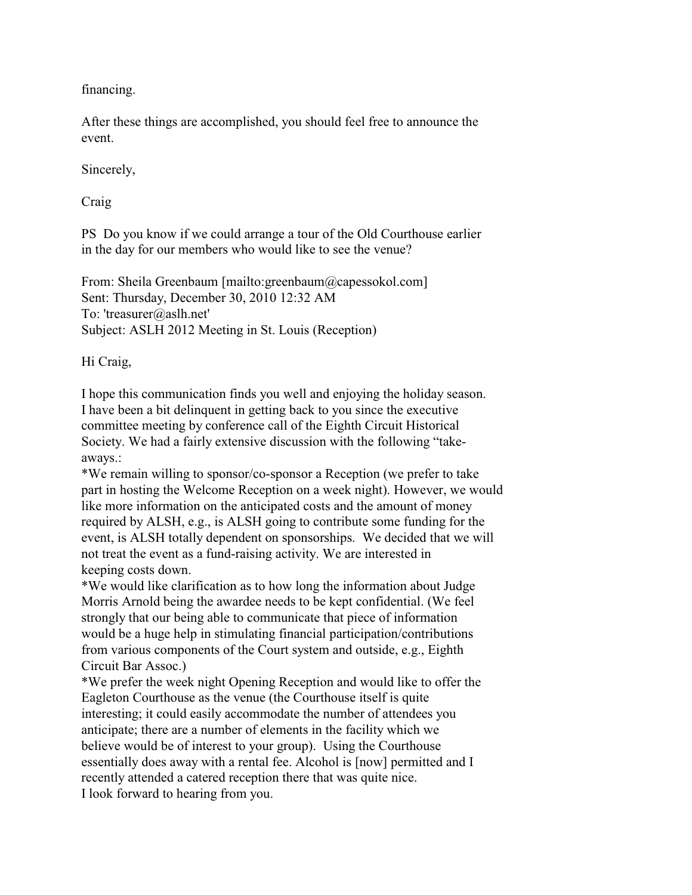financing.

After these things are accomplished, you should feel free to announce the event.

Sincerely,

Craig

PS Do you know if we could arrange a tour of the Old Courthouse earlier in the day for our members who would like to see the venue?

From: Sheila Greenbaum [mailto:greenbaum@capessokol.com]
Sent: Thursday, December 30, 2010 12:32 AM
To: 'treasurer@aslh.net'
Subject: ASLH 2012 Meeting in St. Louis (Reception)

Hi Craig,

I hope this communication finds you well and enjoying the holiday season. I have been a bit delinquent in getting back to you since the executive committee meeting by conference call of the Eighth Circuit Historical Society. We had a fairly extensive discussion with the following "take-aways.:

*We remain willing to sponsor/co-sponsor a Reception (we prefer to take part in hosting the Welcome Reception on a week night). However, we would like more information on the anticipated costs and the amount of money required by ALSH, e.g., is ALSH going to contribute some funding for the event, is ALSH totally dependent on sponsorships. We decided that we will not treat the event as a fund-raising activity. We are interested in keeping costs down.

*We would like clarification as to how long the information about Judge Morris Arnold being the awardee needs to be kept confidential. (We feel strongly that our being able to communicate that piece of information would be a huge help in stimulating financial participation/contributions from various components of the Court system and outside, e.g., Eighth Circuit Bar Assoc.)

*We prefer the week night Opening Reception and would like to offer the Eagleton Courthouse as the venue (the Courthouse itself is quite interesting; it could easily accommodate the number of attendees you anticipate; there are a number of elements in the facility which we believe would be of interest to your group). Using the Courthouse essentially does away with a rental fee. Alcohol is [now] permitted and I recently attended a catered reception there that was quite nice.

I look forward to hearing from you.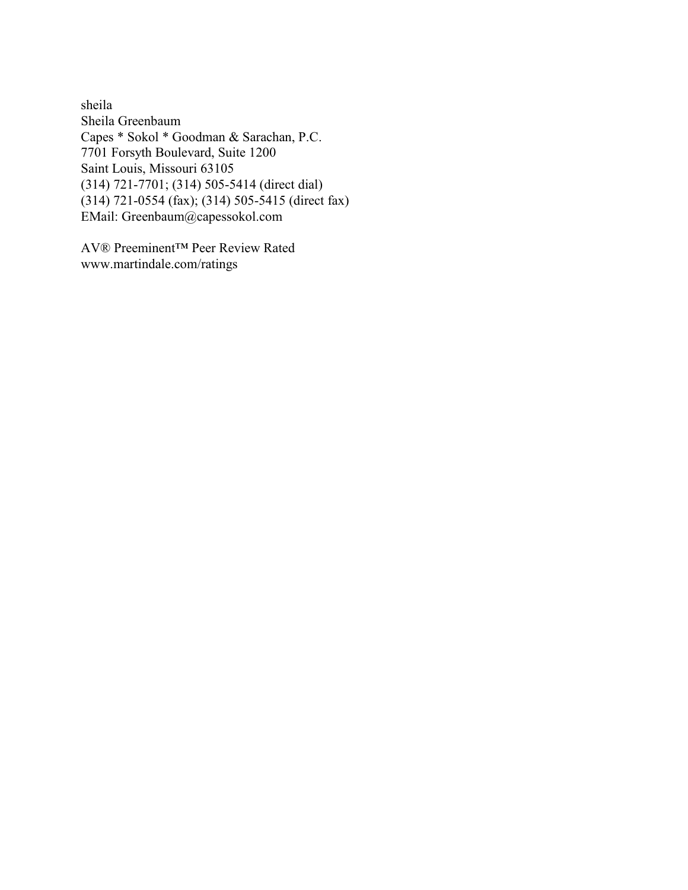sheila
Sheila Greenbaum
Capes * Sokol * Goodman & Sarachan, P.C.
7701 Forsyth Boulevard, Suite 1200
Saint Louis, Missouri 63105
(314) 721-7701; (314) 505-5414 (direct dial)
(314) 721-0554 (fax); (314) 505-5415 (direct fax)
EMail: Greenbaum@capessokol.com

AV® Preeminent™ Peer Review Rated
www.martindale.com/ratings